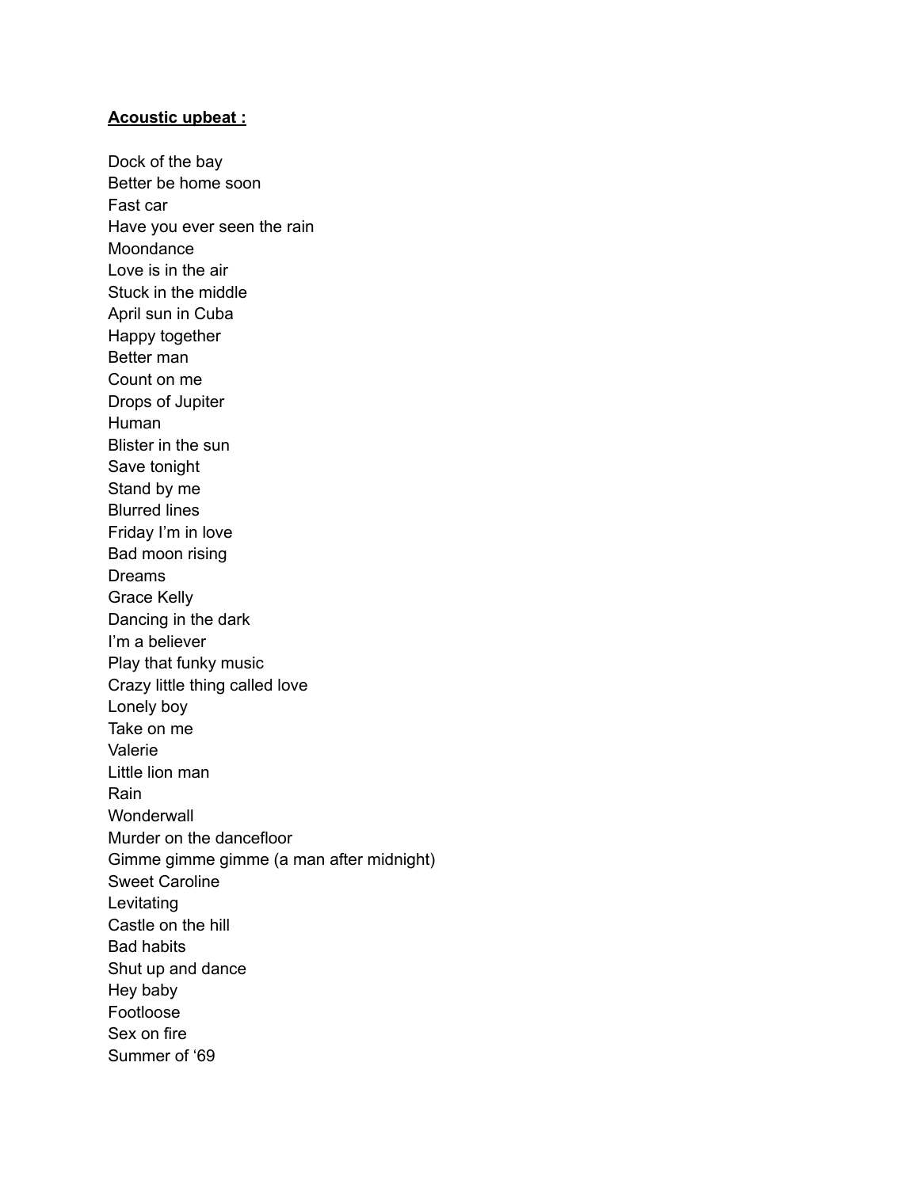**Acoustic upbeat :**

Dock of the bay
Better be home soon
Fast car
Have you ever seen the rain
Moondance
Love is in the air
Stuck in the middle
April sun in Cuba
Happy together
Better man
Count on me
Drops of Jupiter
Human
Blister in the sun
Save tonight
Stand by me
Blurred lines
Friday I'm in love
Bad moon rising
Dreams
Grace Kelly
Dancing in the dark
I'm a believer
Play that funky music
Crazy little thing called love
Lonely boy
Take on me
Valerie
Little lion man
Rain
Wonderwall
Murder on the dancefloor
Gimme gimme gimme (a man after midnight)
Sweet Caroline
Levitating
Castle on the hill
Bad habits
Shut up and dance
Hey baby
Footloose
Sex on fire
Summer of '69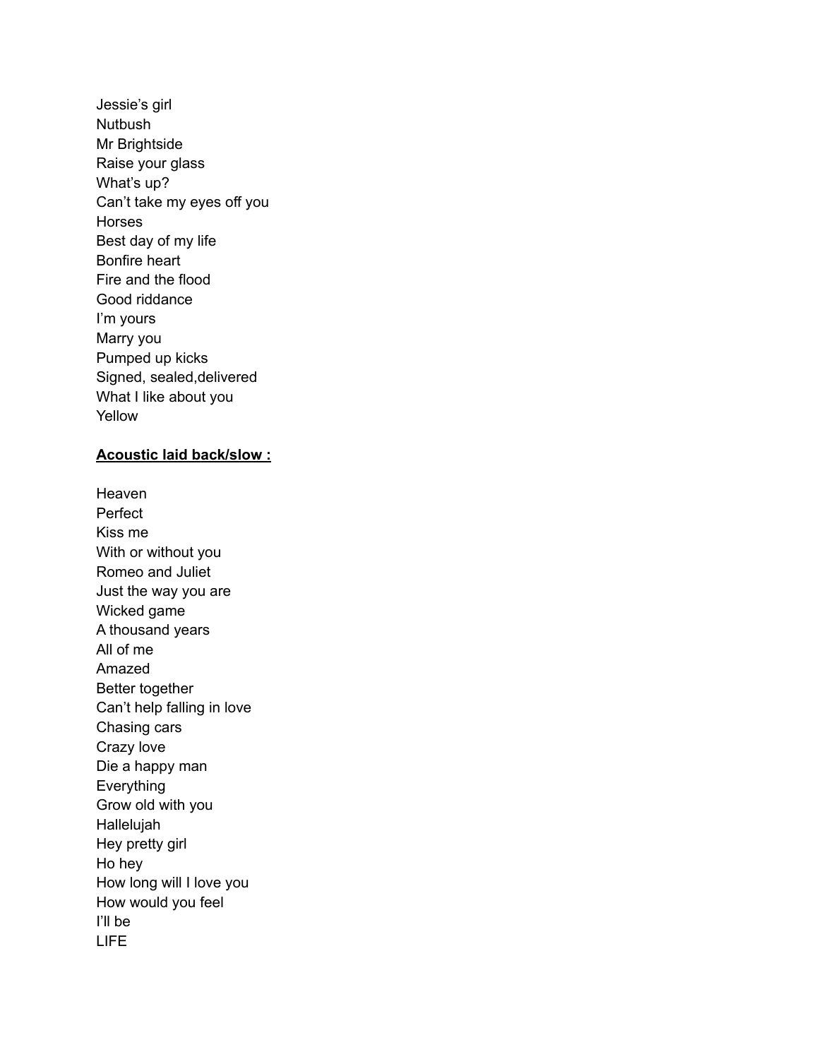Jessie's girl
Nutbush
Mr Brightside
Raise your glass
What's up?
Can't take my eyes off you
Horses
Best day of my life
Bonfire heart
Fire and the flood
Good riddance
I'm yours
Marry you
Pumped up kicks
Signed, sealed,delivered
What I like about you
Yellow

**Acoustic laid back/slow :**

Heaven
Perfect
Kiss me
With or without you
Romeo and Juliet
Just the way you are
Wicked game
A thousand years
All of me
Amazed
Better together
Can't help falling in love
Chasing cars
Crazy love
Die a happy man
Everything
Grow old with you
Hallelujah
Hey pretty girl
Ho hey
How long will I love you
How would you feel
I'll be
LIFE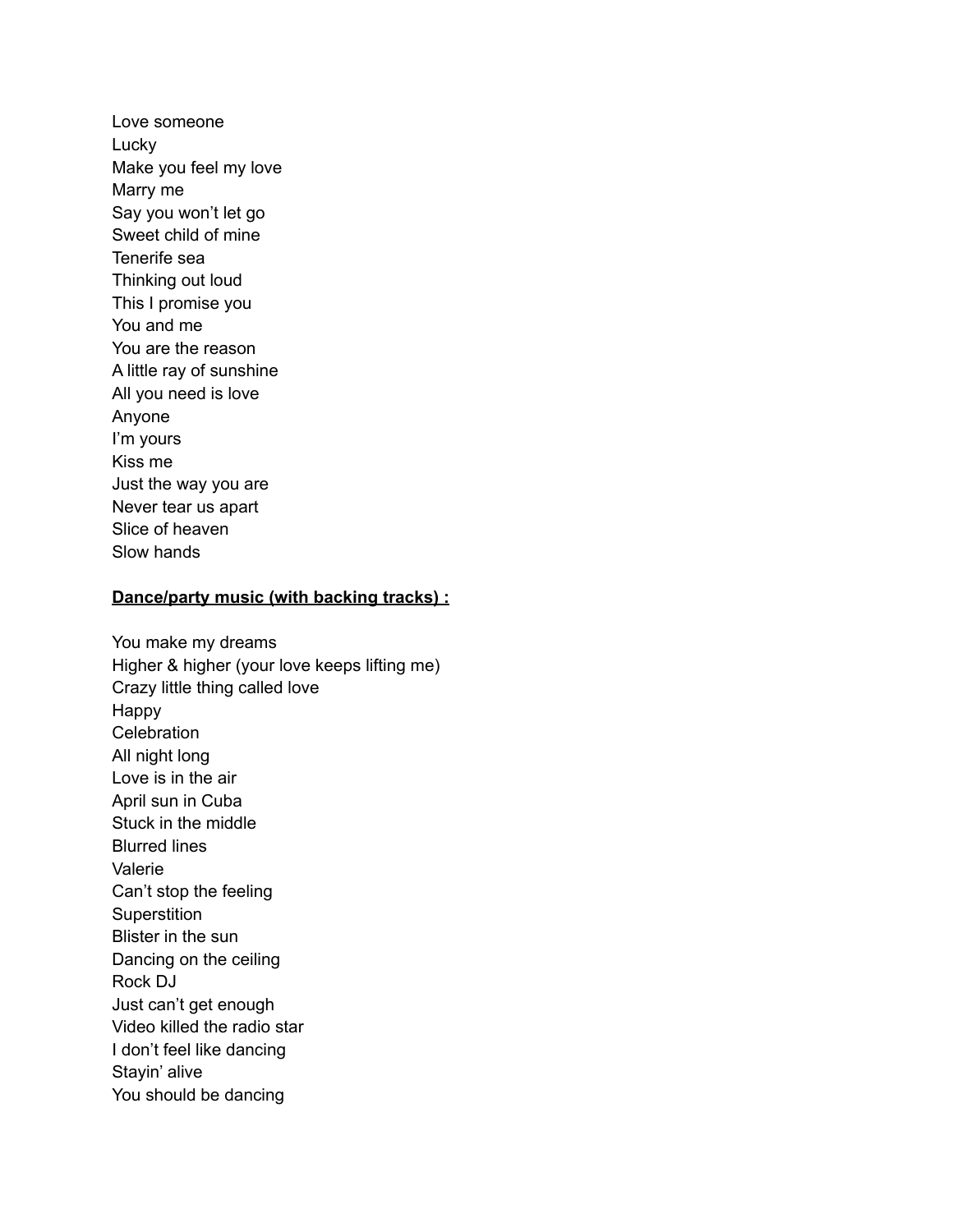Love someone
Lucky
Make you feel my love
Marry me
Say you won't let go
Sweet child of mine
Tenerife sea
Thinking out loud
This I promise you
You and me
You are the reason
A little ray of sunshine
All you need is love
Anyone
I'm yours
Kiss me
Just the way you are
Never tear us apart
Slice of heaven
Slow hands

**<u>Dance/party music (with backing tracks) :</u>**

You make my dreams
Higher & higher (your love keeps lifting me)
Crazy little thing called love
Happy
Celebration
All night long
Love is in the air
April sun in Cuba
Stuck in the middle
Blurred lines
Valerie
Can't stop the feeling
Superstition
Blister in the sun
Dancing on the ceiling
Rock DJ
Just can't get enough
Video killed the radio star
I don't feel like dancing
Stayin' alive
You should be dancing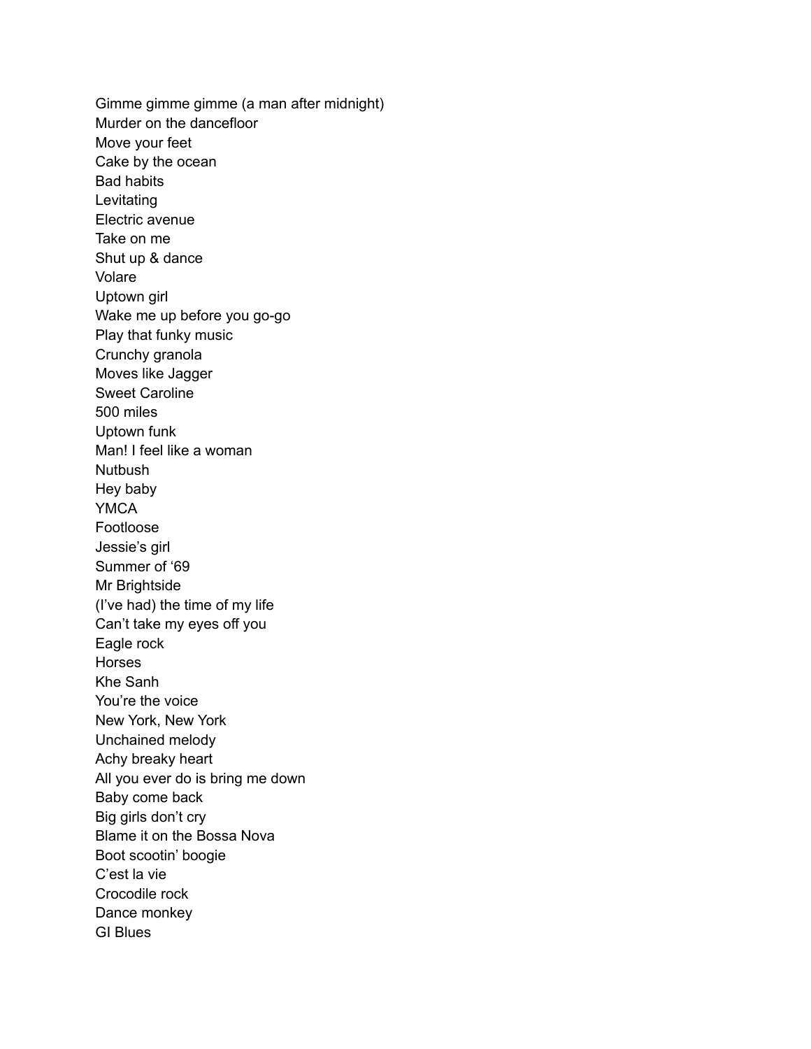Gimme gimme gimme (a man after midnight)
Murder on the dancefloor
Move your feet
Cake by the ocean
Bad habits
Levitating
Electric avenue
Take on me
Shut up & dance
Volare
Uptown girl
Wake me up before you go-go
Play that funky music
Crunchy granola
Moves like Jagger
Sweet Caroline
500 miles
Uptown funk
Man! I feel like a woman
Nutbush
Hey baby
YMCA
Footloose
Jessie's girl
Summer of '69
Mr Brightside
(I've had) the time of my life
Can't take my eyes off you
Eagle rock
Horses
Khe Sanh
You're the voice
New York, New York
Unchained melody
Achy breaky heart
All you ever do is bring me down
Baby come back
Big girls don't cry
Blame it on the Bossa Nova
Boot scootin' boogie
C'est la vie
Crocodile rock
Dance monkey
GI Blues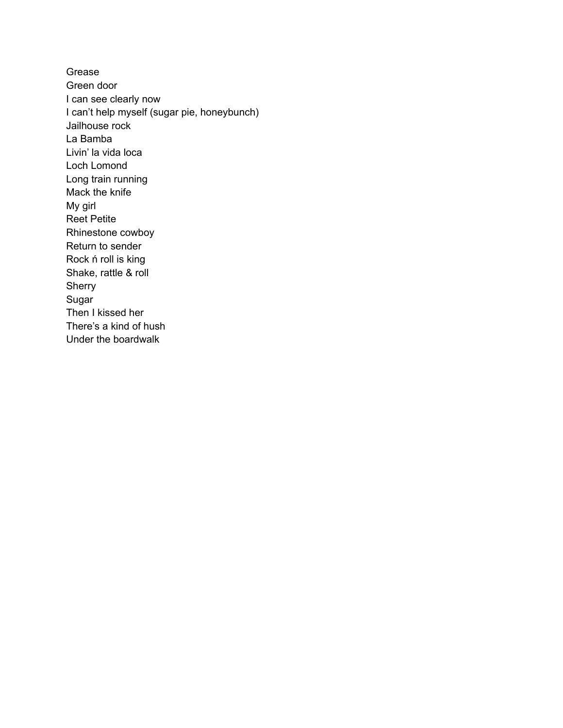Grease
Green door
I can see clearly now
I can’t help myself (sugar pie, honeybunch)
Jailhouse rock
La Bamba
Livin’ la vida loca
Loch Lomond
Long train running
Mack the knife
My girl
Reet Petite
Rhinestone cowboy
Return to sender
Rock ń roll is king
Shake, rattle & roll
Sherry
Sugar
Then I kissed her
There’s a kind of hush
Under the boardwalk